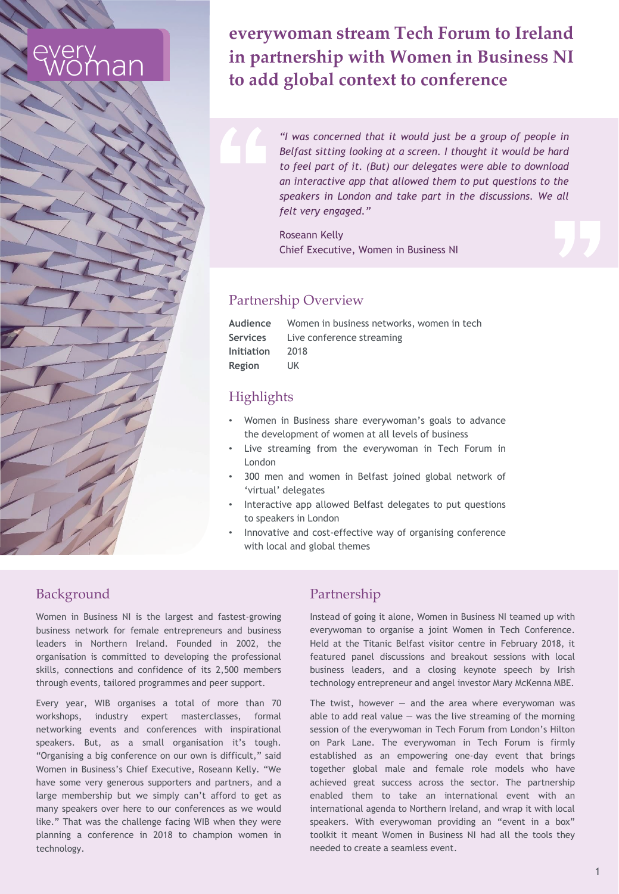every woman

# everywoman stream Tech Forum to Ireland in partnership with Women in Business NI to add global context to conference

> *"I was concerned that it would just be a group of people in Belfast sitting looking at a screen. I thought it would be hard to feel part of it. (But) our delegates were able to download an interactive app that allowed them to put questions to the speakers in London and take part in the discussions. We all felt very engaged."*
>
> Roseann Kelly
> Chief Executive, Women in Business NI

## Partnership Overview

| | |
|---|---|
| **Audience** | Women in business networks, women in tech |
| **Services** | Live conference streaming |
| **Initiation** | 2018 |
| **Region** | UK |

## Highlights

- Women in Business share everywoman's goals to advance the development of women at all levels of business
- Live streaming from the everywoman in Tech Forum in London
- 300 men and women in Belfast joined global network of 'virtual' delegates
- Interactive app allowed Belfast delegates to put questions to speakers in London
- Innovative and cost-effective way of organising conference with local and global themes

## Background

Women in Business NI is the largest and fastest-growing business network for female entrepreneurs and business leaders in Northern Ireland. Founded in 2002, the organisation is committed to developing the professional skills, connections and confidence of its 2,500 members through events, tailored programmes and peer support.

Every year, WIB organises a total of more than 70 workshops, industry expert masterclasses, formal networking events and conferences with inspirational speakers. But, as a small organisation it's tough. "Organising a big conference on our own is difficult," said Women in Business's Chief Executive, Roseann Kelly. "We have some very generous supporters and partners, and a large membership but we simply can't afford to get as many speakers over here to our conferences as we would like." That was the challenge facing WIB when they were planning a conference in 2018 to champion women in technology.

## Partnership

Instead of going it alone, Women in Business NI teamed up with everywoman to organise a joint Women in Tech Conference. Held at the Titanic Belfast visitor centre in February 2018, it featured panel discussions and breakout sessions with local business leaders, and a closing keynote speech by Irish technology entrepreneur and angel investor Mary McKenna MBE.

The twist, however — and the area where everywoman was able to add real value — was the live streaming of the morning session of the everywoman in Tech Forum from London's Hilton on Park Lane. The everywoman in Tech Forum is firmly established as an empowering one-day event that brings together global male and female role models who have achieved great success across the sector. The partnership enabled them to take an international event with an international agenda to Northern Ireland, and wrap it with local speakers. With everywoman providing an "event in a box" toolkit it meant Women in Business NI had all the tools they needed to create a seamless event.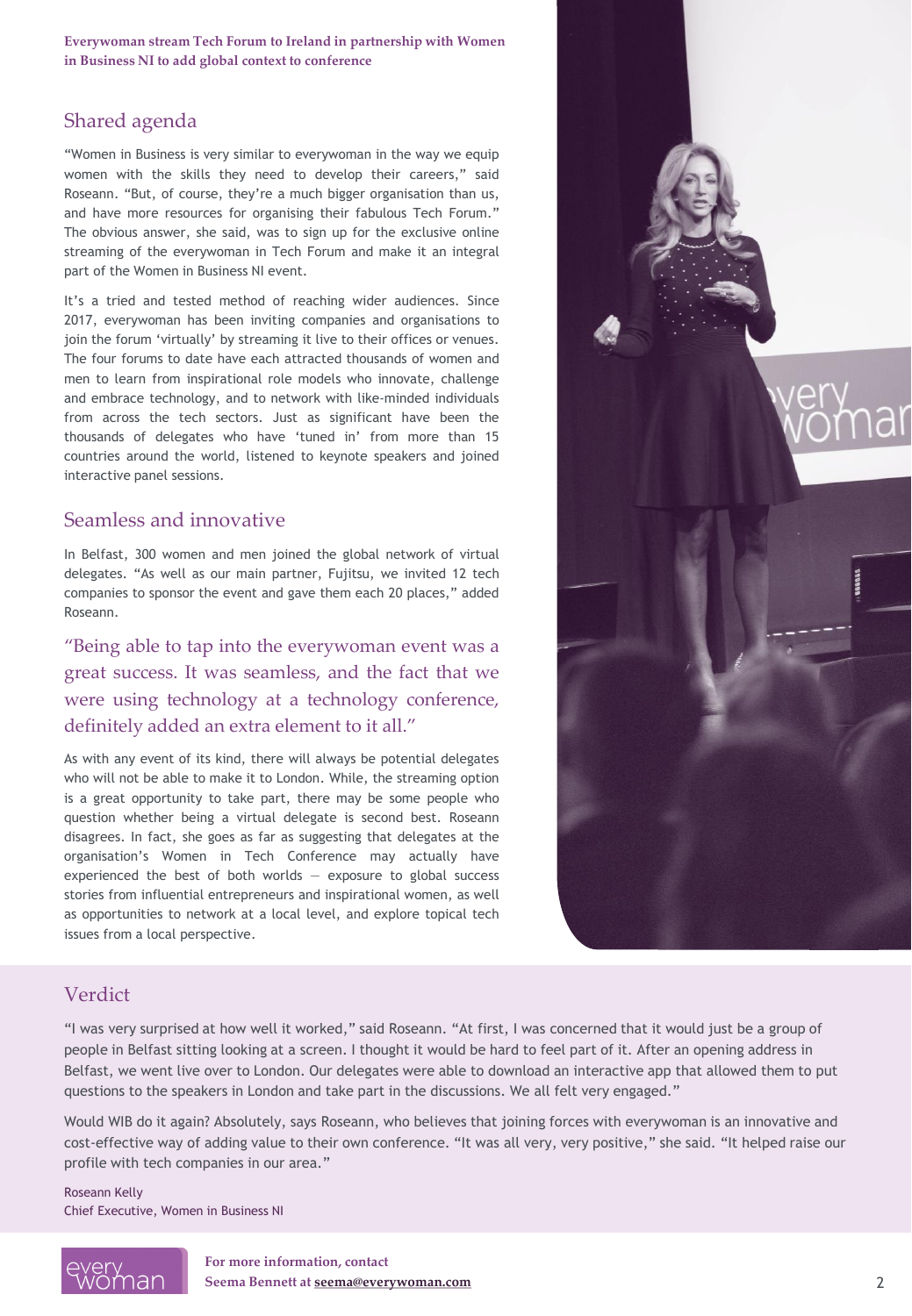**Everywoman stream Tech Forum to Ireland in partnership with Women in Business NI to add global context to conference**

## Shared agenda

"Women in Business is very similar to everywoman in the way we equip women with the skills they need to develop their careers," said Roseann. "But, of course, they're a much bigger organisation than us, and have more resources for organising their fabulous Tech Forum." The obvious answer, she said, was to sign up for the exclusive online streaming of the everywoman in Tech Forum and make it an integral part of the Women in Business NI event.

It's a tried and tested method of reaching wider audiences. Since 2017, everywoman has been inviting companies and organisations to join the forum 'virtually' by streaming it live to their offices or venues. The four forums to date have each attracted thousands of women and men to learn from inspirational role models who innovate, challenge and embrace technology, and to network with like-minded individuals from across the tech sectors. Just as significant have been the thousands of delegates who have 'tuned in' from more than 15 countries around the world, listened to keynote speakers and joined interactive panel sessions.

## Seamless and innovative

In Belfast, 300 women and men joined the global network of virtual delegates. "As well as our main partner, Fujitsu, we invited 12 tech companies to sponsor the event and gave them each 20 places," added Roseann.

> "Being able to tap into the everywoman event was a great success. It was seamless, and the fact that we were using technology at a technology conference, definitely added an extra element to it all."

As with any event of its kind, there will always be potential delegates who will not be able to make it to London. While, the streaming option is a great opportunity to take part, there may be some people who question whether being a virtual delegate is second best. Roseann disagrees. In fact, she goes as far as suggesting that delegates at the organisation's Women in Tech Conference may actually have experienced the best of both worlds — exposure to global success stories from influential entrepreneurs and inspirational women, as well as opportunities to network at a local level, and explore topical tech issues from a local perspective.

## Verdict

"I was very surprised at how well it worked," said Roseann. "At first, I was concerned that it would just be a group of people in Belfast sitting looking at a screen. I thought it would be hard to feel part of it. After an opening address in Belfast, we went live over to London. Our delegates were able to download an interactive app that allowed them to put questions to the speakers in London and take part in the discussions. We all felt very engaged."

Would WIB do it again? Absolutely, says Roseann, who believes that joining forces with everywoman is an innovative and cost-effective way of adding value to their own conference. "It was all very, very positive," she said. "It helped raise our profile with tech companies in our area."

Roseann Kelly
Chief Executive, Women in Business NI

**For more information, contact Seema Bennett at seema@everywoman.com**